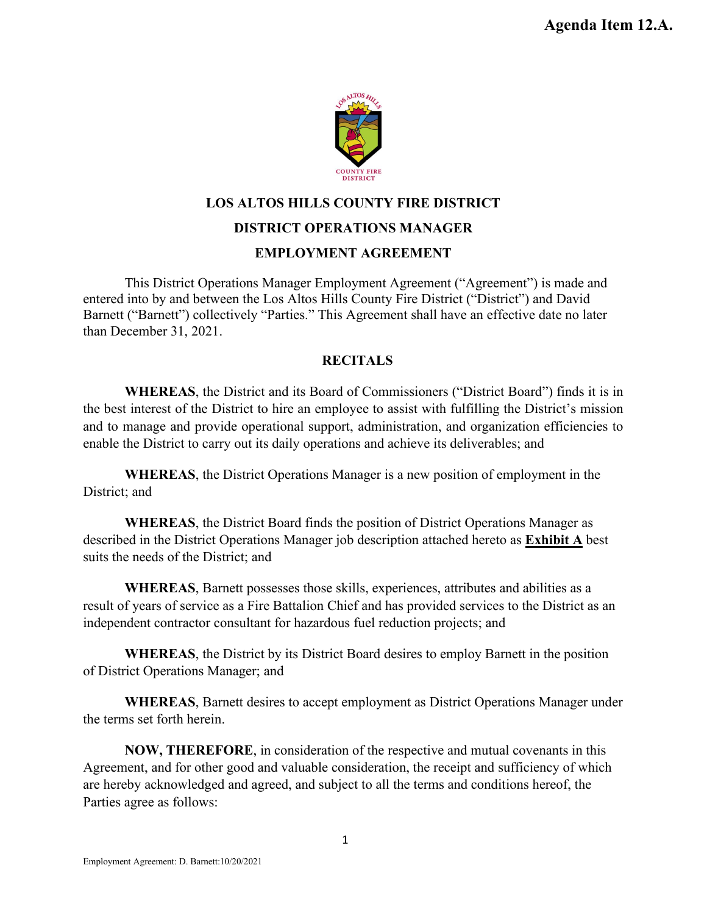Agenda Item 12.A.

# LOS ALTOS HILLS COUNTY FIRE DISTRICT

## DISTRICT OPERATIONS MANAGER

## EMPLOYMENT AGREEMENT

This District Operations Manager Employment Agreement ("Agreement") is made and entered into by and between the Los Altos Hills County Fire District ("District") and David Barnett ("Barnett") collectively "Parties." This Agreement shall have an effective date no later than December 31, 2021.

### RECITALS

**WHEREAS**, the District and its Board of Commissioners ("District Board") finds it is in the best interest of the District to hire an employee to assist with fulfilling the District's mission and to manage and provide operational support, administration, and organization efficiencies to enable the District to carry out its daily operations and achieve its deliverables; and

**WHEREAS**, the District Operations Manager is a new position of employment in the District; and

**WHEREAS**, the District Board finds the position of District Operations Manager as described in the District Operations Manager job description attached hereto as **Exhibit A** best suits the needs of the District; and

**WHEREAS**, Barnett possesses those skills, experiences, attributes and abilities as a result of years of service as a Fire Battalion Chief and has provided services to the District as an independent contractor consultant for hazardous fuel reduction projects; and

**WHEREAS**, the District by its District Board desires to employ Barnett in the position of District Operations Manager; and

**WHEREAS**, Barnett desires to accept employment as District Operations Manager under the terms set forth herein.

**NOW, THEREFORE**, in consideration of the respective and mutual covenants in this Agreement, and for other good and valuable consideration, the receipt and sufficiency of which are hereby acknowledged and agreed, and subject to all the terms and conditions hereof, the Parties agree as follows:

Employment Agreement: D. Barnett:10/20/2021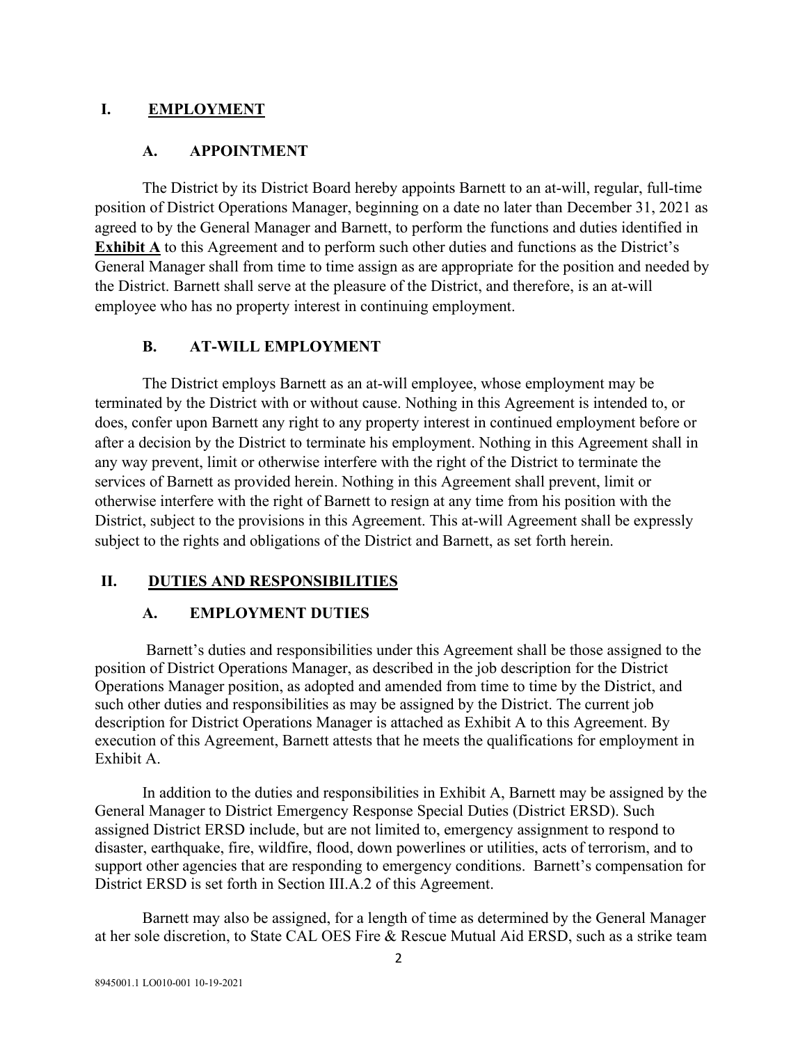## I. EMPLOYMENT

### A. APPOINTMENT

The District by its District Board hereby appoints Barnett to an at-will, regular, full-time position of District Operations Manager, beginning on a date no later than December 31, 2021 as agreed to by the General Manager and Barnett, to perform the functions and duties identified in **Exhibit A** to this Agreement and to perform such other duties and functions as the District's General Manager shall from time to time assign as are appropriate for the position and needed by the District. Barnett shall serve at the pleasure of the District, and therefore, is an at-will employee who has no property interest in continuing employment.

### B. AT-WILL EMPLOYMENT

The District employs Barnett as an at-will employee, whose employment may be terminated by the District with or without cause. Nothing in this Agreement is intended to, or does, confer upon Barnett any right to any property interest in continued employment before or after a decision by the District to terminate his employment. Nothing in this Agreement shall in any way prevent, limit or otherwise interfere with the right of the District to terminate the services of Barnett as provided herein. Nothing in this Agreement shall prevent, limit or otherwise interfere with the right of Barnett to resign at any time from his position with the District, subject to the provisions in this Agreement. This at-will Agreement shall be expressly subject to the rights and obligations of the District and Barnett, as set forth herein.

## II. DUTIES AND RESPONSIBILITIES

### A. EMPLOYMENT DUTIES

Barnett's duties and responsibilities under this Agreement shall be those assigned to the position of District Operations Manager, as described in the job description for the District Operations Manager position, as adopted and amended from time to time by the District, and such other duties and responsibilities as may be assigned by the District. The current job description for District Operations Manager is attached as Exhibit A to this Agreement. By execution of this Agreement, Barnett attests that he meets the qualifications for employment in Exhibit A.

In addition to the duties and responsibilities in Exhibit A, Barnett may be assigned by the General Manager to District Emergency Response Special Duties (District ERSD). Such assigned District ERSD include, but are not limited to, emergency assignment to respond to disaster, earthquake, fire, wildfire, flood, down powerlines or utilities, acts of terrorism, and to support other agencies that are responding to emergency conditions. Barnett's compensation for District ERSD is set forth in Section III.A.2 of this Agreement.

Barnett may also be assigned, for a length of time as determined by the General Manager at her sole discretion, to State CAL OES Fire & Rescue Mutual Aid ERSD, such as a strike team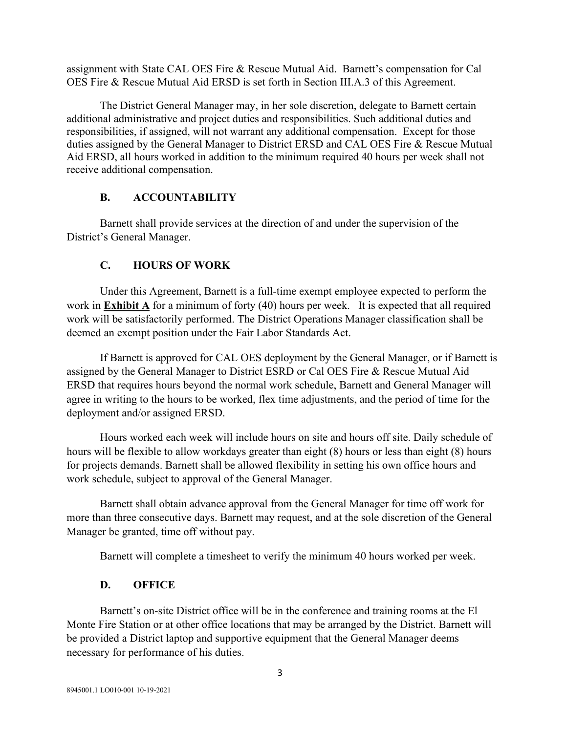assignment with State CAL OES Fire & Rescue Mutual Aid. Barnett's compensation for Cal OES Fire & Rescue Mutual Aid ERSD is set forth in Section III.A.3 of this Agreement.

The District General Manager may, in her sole discretion, delegate to Barnett certain additional administrative and project duties and responsibilities. Such additional duties and responsibilities, if assigned, will not warrant any additional compensation. Except for those duties assigned by the General Manager to District ERSD and CAL OES Fire & Rescue Mutual Aid ERSD, all hours worked in addition to the minimum required 40 hours per week shall not receive additional compensation.

### B. ACCOUNTABILITY

Barnett shall provide services at the direction of and under the supervision of the District's General Manager.

### C. HOURS OF WORK

Under this Agreement, Barnett is a full-time exempt employee expected to perform the work in **Exhibit A** for a minimum of forty (40) hours per week. It is expected that all required work will be satisfactorily performed. The District Operations Manager classification shall be deemed an exempt position under the Fair Labor Standards Act.

If Barnett is approved for CAL OES deployment by the General Manager, or if Barnett is assigned by the General Manager to District ESRD or Cal OES Fire & Rescue Mutual Aid ERSD that requires hours beyond the normal work schedule, Barnett and General Manager will agree in writing to the hours to be worked, flex time adjustments, and the period of time for the deployment and/or assigned ERSD.

Hours worked each week will include hours on site and hours off site. Daily schedule of hours will be flexible to allow workdays greater than eight (8) hours or less than eight (8) hours for projects demands. Barnett shall be allowed flexibility in setting his own office hours and work schedule, subject to approval of the General Manager.

Barnett shall obtain advance approval from the General Manager for time off work for more than three consecutive days. Barnett may request, and at the sole discretion of the General Manager be granted, time off without pay.

Barnett will complete a timesheet to verify the minimum 40 hours worked per week.

### D. OFFICE

Barnett's on-site District office will be in the conference and training rooms at the El Monte Fire Station or at other office locations that may be arranged by the District. Barnett will be provided a District laptop and supportive equipment that the General Manager deems necessary for performance of his duties.

8945001.1 LO010-001 10-19-2021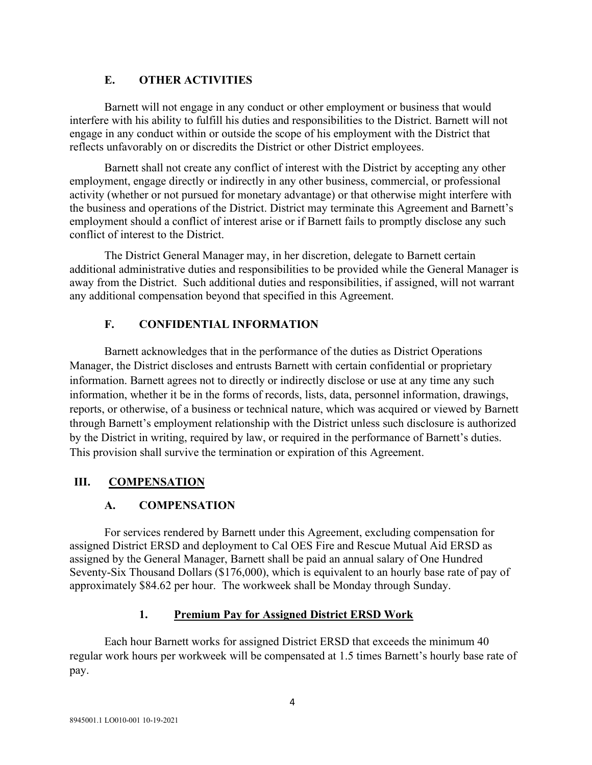### E. OTHER ACTIVITIES

Barnett will not engage in any conduct or other employment or business that would interfere with his ability to fulfill his duties and responsibilities to the District. Barnett will not engage in any conduct within or outside the scope of his employment with the District that reflects unfavorably on or discredits the District or other District employees.

Barnett shall not create any conflict of interest with the District by accepting any other employment, engage directly or indirectly in any other business, commercial, or professional activity (whether or not pursued for monetary advantage) or that otherwise might interfere with the business and operations of the District. District may terminate this Agreement and Barnett's employment should a conflict of interest arise or if Barnett fails to promptly disclose any such conflict of interest to the District.

The District General Manager may, in her discretion, delegate to Barnett certain additional administrative duties and responsibilities to be provided while the General Manager is away from the District. Such additional duties and responsibilities, if assigned, will not warrant any additional compensation beyond that specified in this Agreement.

### F. CONFIDENTIAL INFORMATION

Barnett acknowledges that in the performance of the duties as District Operations Manager, the District discloses and entrusts Barnett with certain confidential or proprietary information. Barnett agrees not to directly or indirectly disclose or use at any time any such information, whether it be in the forms of records, lists, data, personnel information, drawings, reports, or otherwise, of a business or technical nature, which was acquired or viewed by Barnett through Barnett's employment relationship with the District unless such disclosure is authorized by the District in writing, required by law, or required in the performance of Barnett's duties. This provision shall survive the termination or expiration of this Agreement.

## III. COMPENSATION

### A. COMPENSATION

For services rendered by Barnett under this Agreement, excluding compensation for assigned District ERSD and deployment to Cal OES Fire and Rescue Mutual Aid ERSD as assigned by the General Manager, Barnett shall be paid an annual salary of One Hundred Seventy-Six Thousand Dollars ($176,000), which is equivalent to an hourly base rate of pay of approximately $84.62 per hour. The workweek shall be Monday through Sunday.

#### 1. Premium Pay for Assigned District ERSD Work

Each hour Barnett works for assigned District ERSD that exceeds the minimum 40 regular work hours per workweek will be compensated at 1.5 times Barnett's hourly base rate of pay.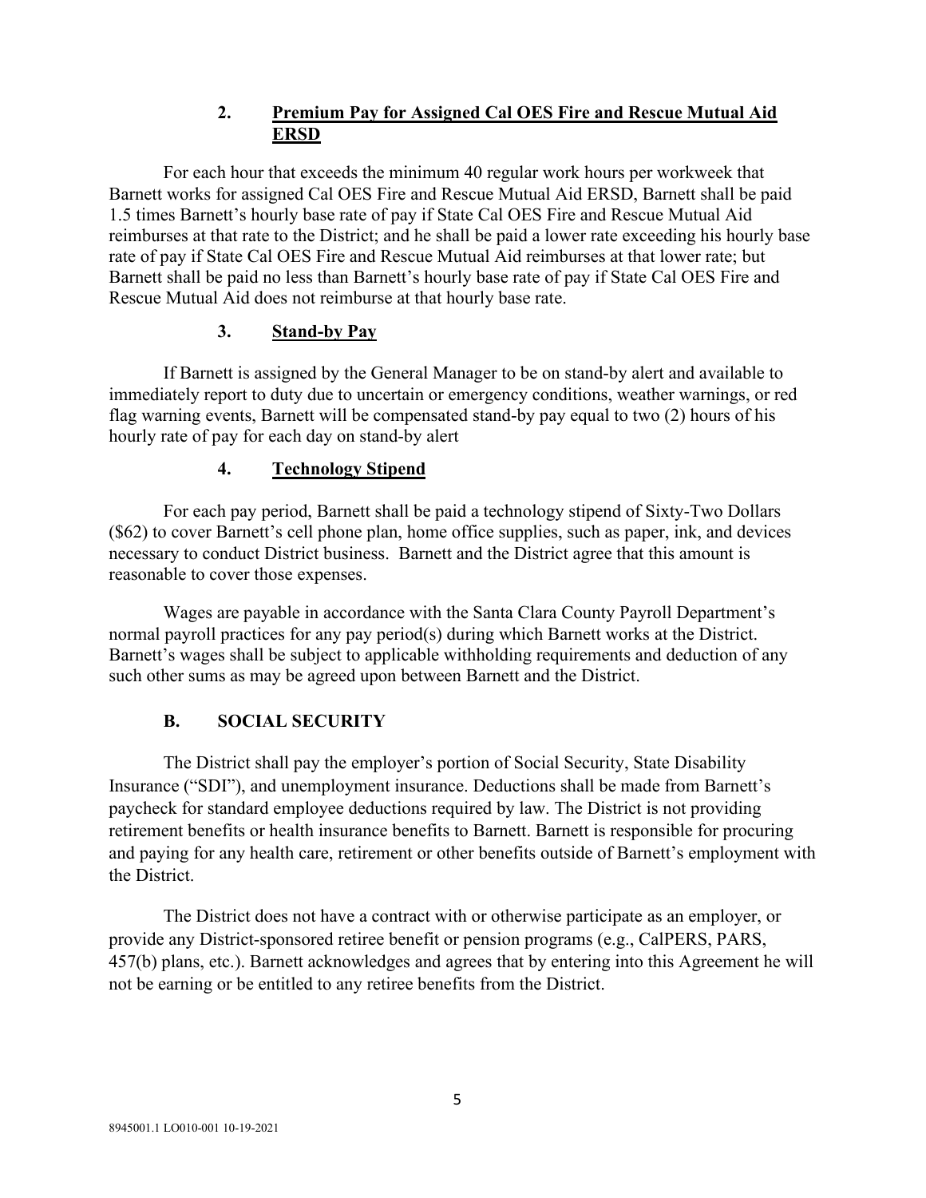### 2. Premium Pay for Assigned Cal OES Fire and Rescue Mutual Aid ERSD

For each hour that exceeds the minimum 40 regular work hours per workweek that Barnett works for assigned Cal OES Fire and Rescue Mutual Aid ERSD, Barnett shall be paid 1.5 times Barnett's hourly base rate of pay if State Cal OES Fire and Rescue Mutual Aid reimburses at that rate to the District; and he shall be paid a lower rate exceeding his hourly base rate of pay if State Cal OES Fire and Rescue Mutual Aid reimburses at that lower rate; but Barnett shall be paid no less than Barnett's hourly base rate of pay if State Cal OES Fire and Rescue Mutual Aid does not reimburse at that hourly base rate.

### 3. Stand-by Pay

If Barnett is assigned by the General Manager to be on stand-by alert and available to immediately report to duty due to uncertain or emergency conditions, weather warnings, or red flag warning events, Barnett will be compensated stand-by pay equal to two (2) hours of his hourly rate of pay for each day on stand-by alert

### 4. Technology Stipend

For each pay period, Barnett shall be paid a technology stipend of Sixty-Two Dollars ($62) to cover Barnett's cell phone plan, home office supplies, such as paper, ink, and devices necessary to conduct District business. Barnett and the District agree that this amount is reasonable to cover those expenses.

Wages are payable in accordance with the Santa Clara County Payroll Department's normal payroll practices for any pay period(s) during which Barnett works at the District. Barnett's wages shall be subject to applicable withholding requirements and deduction of any such other sums as may be agreed upon between Barnett and the District.

## B. SOCIAL SECURITY

The District shall pay the employer's portion of Social Security, State Disability Insurance ("SDI"), and unemployment insurance. Deductions shall be made from Barnett's paycheck for standard employee deductions required by law. The District is not providing retirement benefits or health insurance benefits to Barnett. Barnett is responsible for procuring and paying for any health care, retirement or other benefits outside of Barnett's employment with the District.

The District does not have a contract with or otherwise participate as an employer, or provide any District-sponsored retiree benefit or pension programs (e.g., CalPERS, PARS, 457(b) plans, etc.). Barnett acknowledges and agrees that by entering into this Agreement he will not be earning or be entitled to any retiree benefits from the District.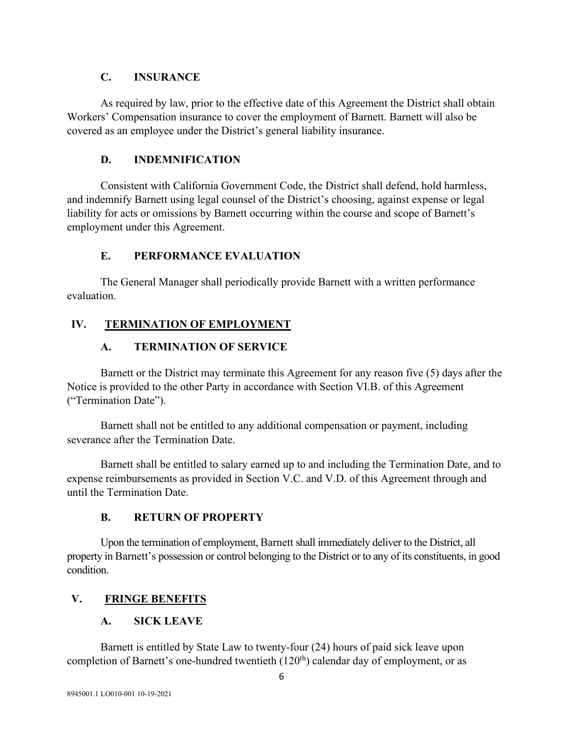### C. INSURANCE

As required by law, prior to the effective date of this Agreement the District shall obtain Workers' Compensation insurance to cover the employment of Barnett. Barnett will also be covered as an employee under the District's general liability insurance.

### D. INDEMNIFICATION

Consistent with California Government Code, the District shall defend, hold harmless, and indemnify Barnett using legal counsel of the District's choosing, against expense or legal liability for acts or omissions by Barnett occurring within the course and scope of Barnett's employment under this Agreement.

### E. PERFORMANCE EVALUATION

The General Manager shall periodically provide Barnett with a written performance evaluation.

## IV. TERMINATION OF EMPLOYMENT

### A. TERMINATION OF SERVICE

Barnett or the District may terminate this Agreement for any reason five (5) days after the Notice is provided to the other Party in accordance with Section VI.B. of this Agreement ("Termination Date").

Barnett shall not be entitled to any additional compensation or payment, including severance after the Termination Date.

Barnett shall be entitled to salary earned up to and including the Termination Date, and to expense reimbursements as provided in Section V.C. and V.D. of this Agreement through and until the Termination Date.

### B. RETURN OF PROPERTY

Upon the termination of employment, Barnett shall immediately deliver to the District, all property in Barnett's possession or control belonging to the District or to any of its constituents, in good condition.

## V. FRINGE BENEFITS

### A. SICK LEAVE

Barnett is entitled by State Law to twenty-four (24) hours of paid sick leave upon completion of Barnett's one-hundred twentieth (120th) calendar day of employment, or as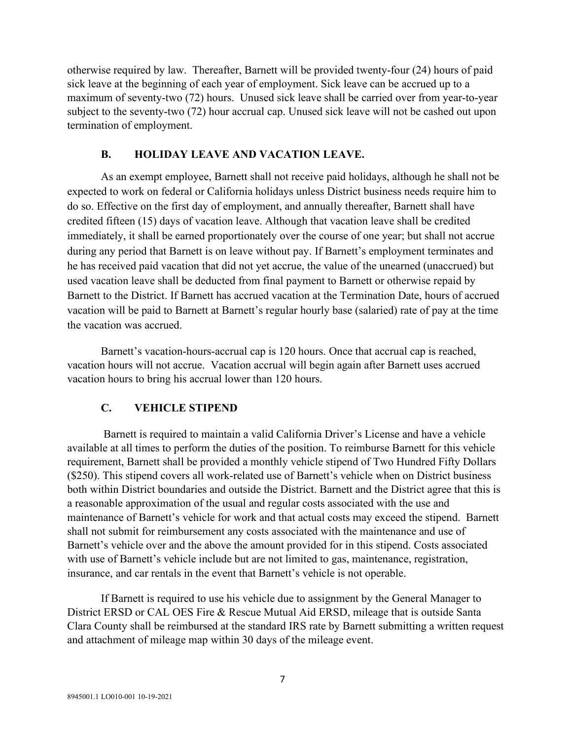otherwise required by law. Thereafter, Barnett will be provided twenty-four (24) hours of paid sick leave at the beginning of each year of employment. Sick leave can be accrued up to a maximum of seventy-two (72) hours. Unused sick leave shall be carried over from year-to-year subject to the seventy-two (72) hour accrual cap. Unused sick leave will not be cashed out upon termination of employment.

### B. HOLIDAY LEAVE AND VACATION LEAVE.

As an exempt employee, Barnett shall not receive paid holidays, although he shall not be expected to work on federal or California holidays unless District business needs require him to do so. Effective on the first day of employment, and annually thereafter, Barnett shall have credited fifteen (15) days of vacation leave. Although that vacation leave shall be credited immediately, it shall be earned proportionately over the course of one year; but shall not accrue during any period that Barnett is on leave without pay. If Barnett's employment terminates and he has received paid vacation that did not yet accrue, the value of the unearned (unaccrued) but used vacation leave shall be deducted from final payment to Barnett or otherwise repaid by Barnett to the District. If Barnett has accrued vacation at the Termination Date, hours of accrued vacation will be paid to Barnett at Barnett's regular hourly base (salaried) rate of pay at the time the vacation was accrued.

Barnett's vacation-hours-accrual cap is 120 hours. Once that accrual cap is reached, vacation hours will not accrue. Vacation accrual will begin again after Barnett uses accrued vacation hours to bring his accrual lower than 120 hours.

### C. VEHICLE STIPEND

Barnett is required to maintain a valid California Driver's License and have a vehicle available at all times to perform the duties of the position. To reimburse Barnett for this vehicle requirement, Barnett shall be provided a monthly vehicle stipend of Two Hundred Fifty Dollars ($250). This stipend covers all work-related use of Barnett's vehicle when on District business both within District boundaries and outside the District. Barnett and the District agree that this is a reasonable approximation of the usual and regular costs associated with the use and maintenance of Barnett's vehicle for work and that actual costs may exceed the stipend. Barnett shall not submit for reimbursement any costs associated with the maintenance and use of Barnett's vehicle over and the above the amount provided for in this stipend. Costs associated with use of Barnett's vehicle include but are not limited to gas, maintenance, registration, insurance, and car rentals in the event that Barnett's vehicle is not operable.

If Barnett is required to use his vehicle due to assignment by the General Manager to District ERSD or CAL OES Fire & Rescue Mutual Aid ERSD, mileage that is outside Santa Clara County shall be reimbursed at the standard IRS rate by Barnett submitting a written request and attachment of mileage map within 30 days of the mileage event.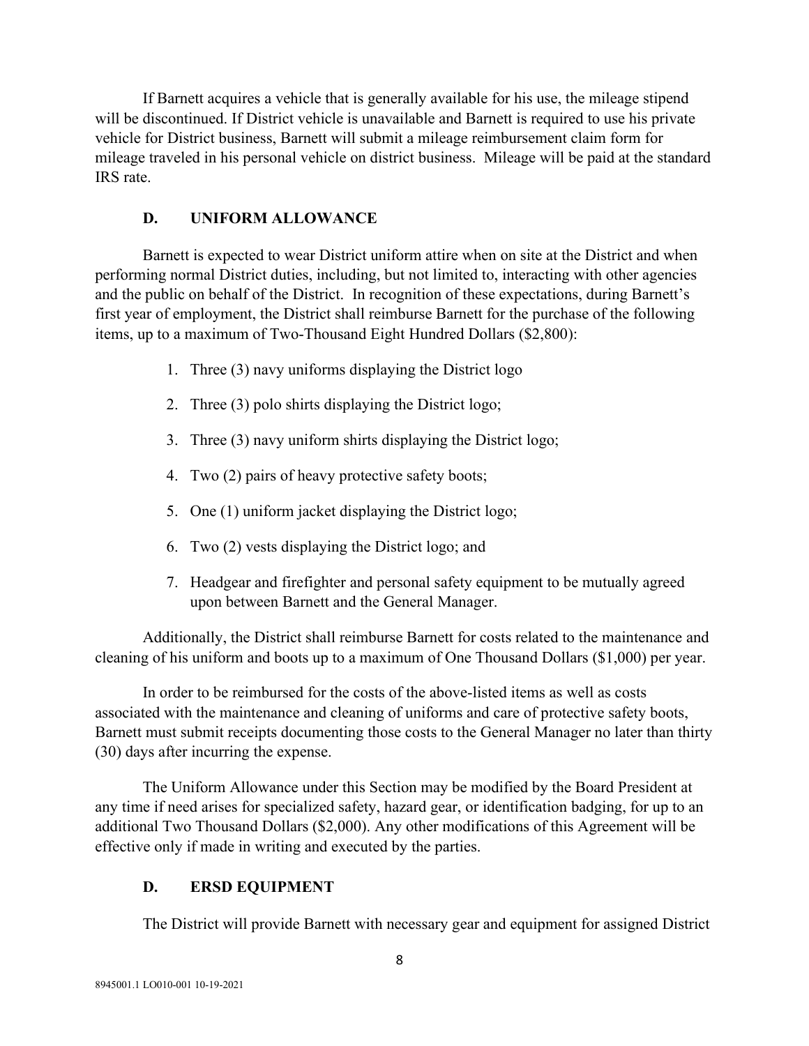If Barnett acquires a vehicle that is generally available for his use, the mileage stipend will be discontinued. If District vehicle is unavailable and Barnett is required to use his private vehicle for District business, Barnett will submit a mileage reimbursement claim form for mileage traveled in his personal vehicle on district business. Mileage will be paid at the standard IRS rate.

### D. UNIFORM ALLOWANCE

Barnett is expected to wear District uniform attire when on site at the District and when performing normal District duties, including, but not limited to, interacting with other agencies and the public on behalf of the District. In recognition of these expectations, during Barnett's first year of employment, the District shall reimburse Barnett for the purchase of the following items, up to a maximum of Two-Thousand Eight Hundred Dollars ($2,800):

1. Three (3) navy uniforms displaying the District logo
2. Three (3) polo shirts displaying the District logo;
3. Three (3) navy uniform shirts displaying the District logo;
4. Two (2) pairs of heavy protective safety boots;
5. One (1) uniform jacket displaying the District logo;
6. Two (2) vests displaying the District logo; and
7. Headgear and firefighter and personal safety equipment to be mutually agreed upon between Barnett and the General Manager.

Additionally, the District shall reimburse Barnett for costs related to the maintenance and cleaning of his uniform and boots up to a maximum of One Thousand Dollars ($1,000) per year.

In order to be reimbursed for the costs of the above-listed items as well as costs associated with the maintenance and cleaning of uniforms and care of protective safety boots, Barnett must submit receipts documenting those costs to the General Manager no later than thirty (30) days after incurring the expense.

The Uniform Allowance under this Section may be modified by the Board President at any time if need arises for specialized safety, hazard gear, or identification badging, for up to an additional Two Thousand Dollars ($2,000). Any other modifications of this Agreement will be effective only if made in writing and executed by the parties.

### D. ERSD EQUIPMENT

The District will provide Barnett with necessary gear and equipment for assigned District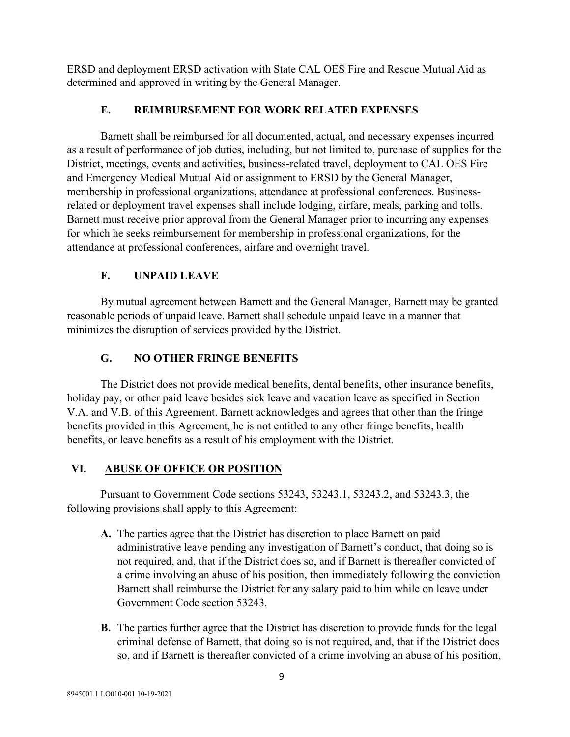ERSD and deployment ERSD activation with State CAL OES Fire and Rescue Mutual Aid as determined and approved in writing by the General Manager.

### E. REIMBURSEMENT FOR WORK RELATED EXPENSES

Barnett shall be reimbursed for all documented, actual, and necessary expenses incurred as a result of performance of job duties, including, but not limited to, purchase of supplies for the District, meetings, events and activities, business-related travel, deployment to CAL OES Fire and Emergency Medical Mutual Aid or assignment to ERSD by the General Manager, membership in professional organizations, attendance at professional conferences. Business-related or deployment travel expenses shall include lodging, airfare, meals, parking and tolls. Barnett must receive prior approval from the General Manager prior to incurring any expenses for which he seeks reimbursement for membership in professional organizations, for the attendance at professional conferences, airfare and overnight travel.

### F. UNPAID LEAVE

By mutual agreement between Barnett and the General Manager, Barnett may be granted reasonable periods of unpaid leave. Barnett shall schedule unpaid leave in a manner that minimizes the disruption of services provided by the District.

### G. NO OTHER FRINGE BENEFITS

The District does not provide medical benefits, dental benefits, other insurance benefits, holiday pay, or other paid leave besides sick leave and vacation leave as specified in Section V.A. and V.B. of this Agreement. Barnett acknowledges and agrees that other than the fringe benefits provided in this Agreement, he is not entitled to any other fringe benefits, health benefits, or leave benefits as a result of his employment with the District.

## VI. ABUSE OF OFFICE OR POSITION

Pursuant to Government Code sections 53243, 53243.1, 53243.2, and 53243.3, the following provisions shall apply to this Agreement:

- **A.** The parties agree that the District has discretion to place Barnett on paid administrative leave pending any investigation of Barnett's conduct, that doing so is not required, and, that if the District does so, and if Barnett is thereafter convicted of a crime involving an abuse of his position, then immediately following the conviction Barnett shall reimburse the District for any salary paid to him while on leave under Government Code section 53243.

- **B.** The parties further agree that the District has discretion to provide funds for the legal criminal defense of Barnett, that doing so is not required, and, that if the District does so, and if Barnett is thereafter convicted of a crime involving an abuse of his position,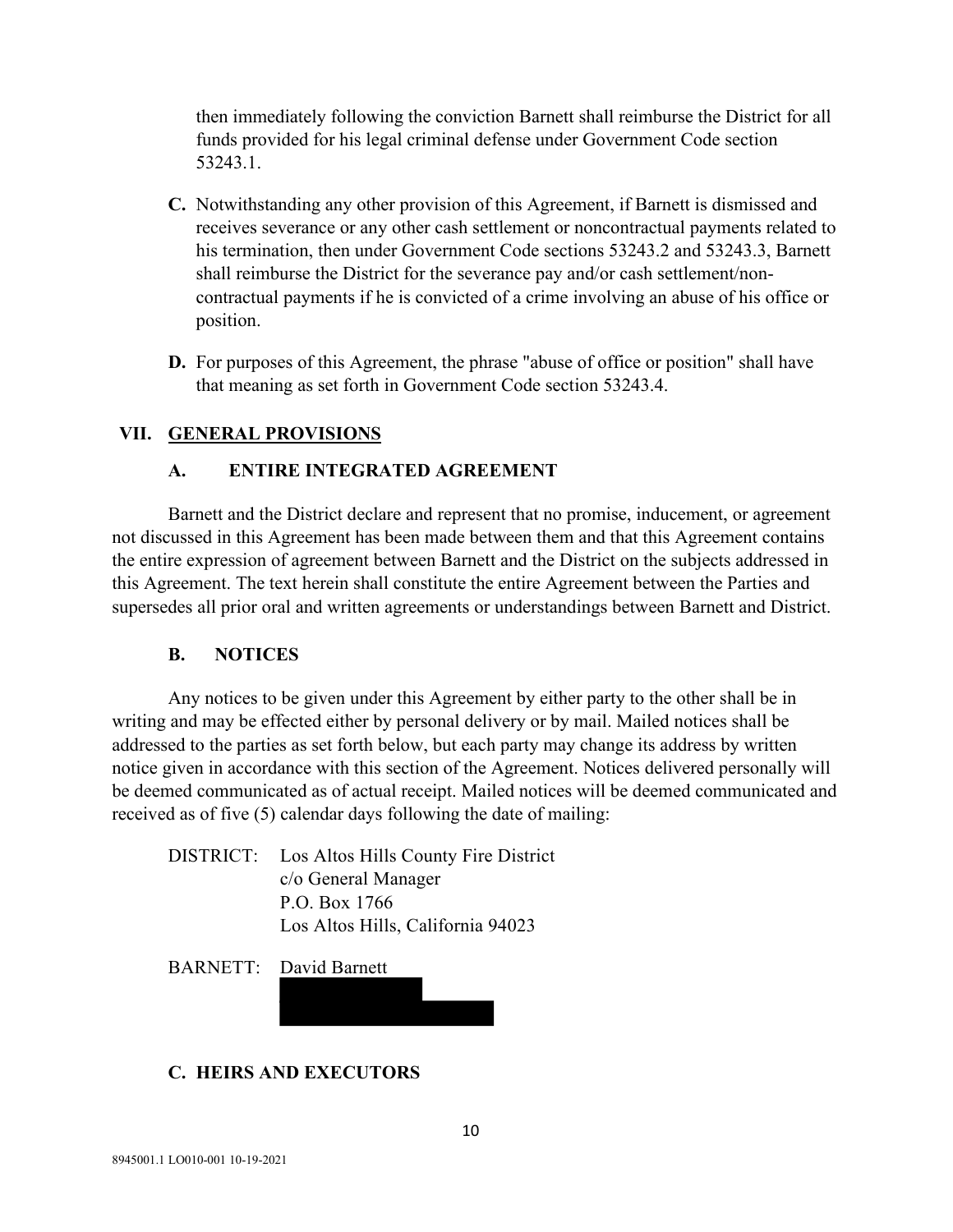then immediately following the conviction Barnett shall reimburse the District for all funds provided for his legal criminal defense under Government Code section 53243.1.

**C.** Notwithstanding any other provision of this Agreement, if Barnett is dismissed and receives severance or any other cash settlement or noncontractual payments related to his termination, then under Government Code sections 53243.2 and 53243.3, Barnett shall reimburse the District for the severance pay and/or cash settlement/non-contractual payments if he is convicted of a crime involving an abuse of his office or position.

**D.** For purposes of this Agreement, the phrase "abuse of office or position" shall have that meaning as set forth in Government Code section 53243.4.

## VII. GENERAL PROVISIONS

### A. ENTIRE INTEGRATED AGREEMENT

Barnett and the District declare and represent that no promise, inducement, or agreement not discussed in this Agreement has been made between them and that this Agreement contains the entire expression of agreement between Barnett and the District on the subjects addressed in this Agreement. The text herein shall constitute the entire Agreement between the Parties and supersedes all prior oral and written agreements or understandings between Barnett and District.

### B. NOTICES

Any notices to be given under this Agreement by either party to the other shall be in writing and may be effected either by personal delivery or by mail. Mailed notices shall be addressed to the parties as set forth below, but each party may change its address by written notice given in accordance with this section of the Agreement. Notices delivered personally will be deemed communicated as of actual receipt. Mailed notices will be deemed communicated and received as of five (5) calendar days following the date of mailing:

DISTRICT: Los Altos Hills County Fire District
c/o General Manager
P.O. Box 1766
Los Altos Hills, California 94023

BARNETT: David Barnett
[REDACTED]
[REDACTED]

### C. HEIRS AND EXECUTORS

8945001.1 LO010-001 10-19-2021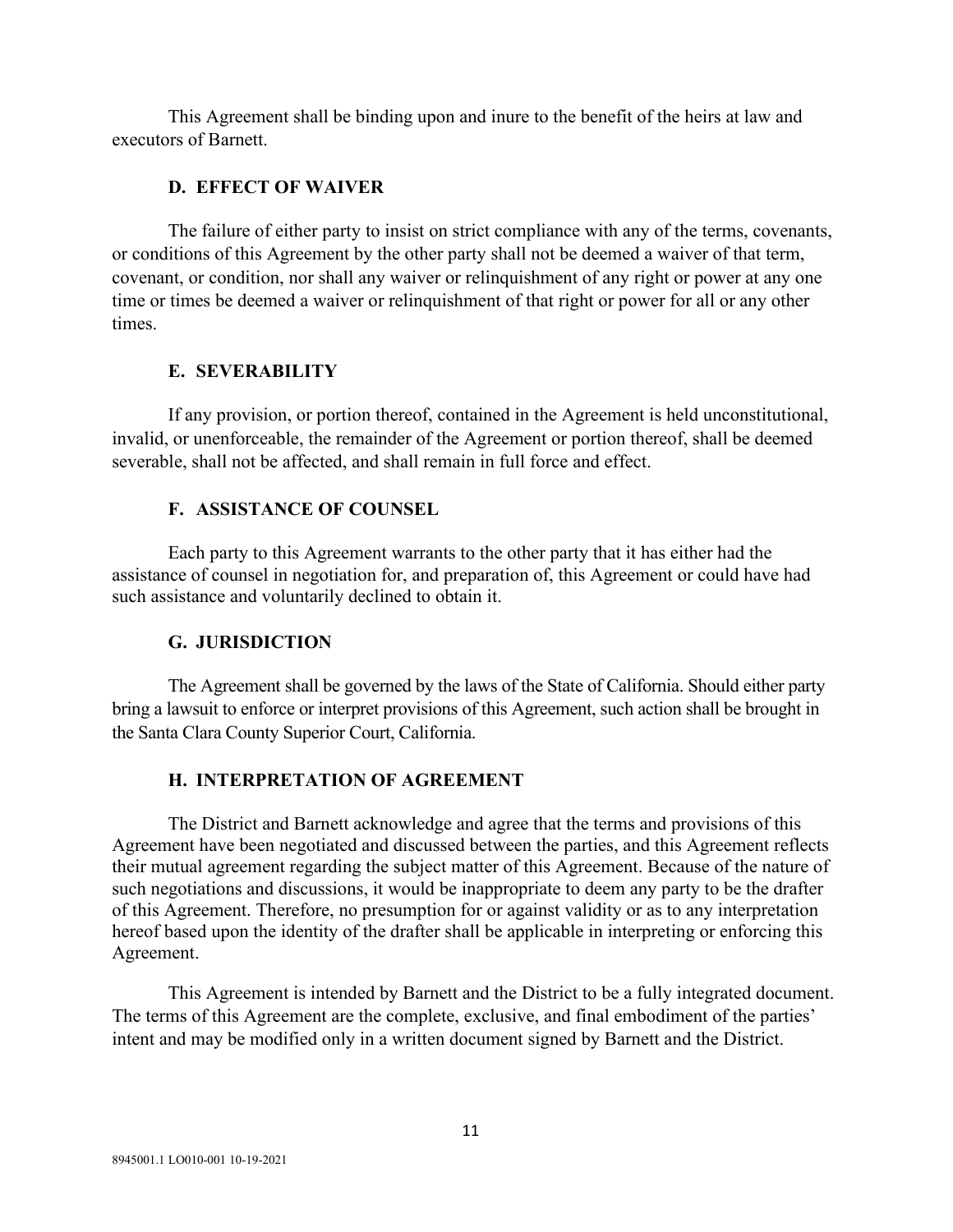This Agreement shall be binding upon and inure to the benefit of the heirs at law and executors of Barnett.

### D. EFFECT OF WAIVER

The failure of either party to insist on strict compliance with any of the terms, covenants, or conditions of this Agreement by the other party shall not be deemed a waiver of that term, covenant, or condition, nor shall any waiver or relinquishment of any right or power at any one time or times be deemed a waiver or relinquishment of that right or power for all or any other times.

### E. SEVERABILITY

If any provision, or portion thereof, contained in the Agreement is held unconstitutional, invalid, or unenforceable, the remainder of the Agreement or portion thereof, shall be deemed severable, shall not be affected, and shall remain in full force and effect.

### F. ASSISTANCE OF COUNSEL

Each party to this Agreement warrants to the other party that it has either had the assistance of counsel in negotiation for, and preparation of, this Agreement or could have had such assistance and voluntarily declined to obtain it.

### G. JURISDICTION

The Agreement shall be governed by the laws of the State of California. Should either party bring a lawsuit to enforce or interpret provisions of this Agreement, such action shall be brought in the Santa Clara County Superior Court, California.

### H. INTERPRETATION OF AGREEMENT

The District and Barnett acknowledge and agree that the terms and provisions of this Agreement have been negotiated and discussed between the parties, and this Agreement reflects their mutual agreement regarding the subject matter of this Agreement. Because of the nature of such negotiations and discussions, it would be inappropriate to deem any party to be the drafter of this Agreement. Therefore, no presumption for or against validity or as to any interpretation hereof based upon the identity of the drafter shall be applicable in interpreting or enforcing this Agreement.

This Agreement is intended by Barnett and the District to be a fully integrated document. The terms of this Agreement are the complete, exclusive, and final embodiment of the parties' intent and may be modified only in a written document signed by Barnett and the District.

8945001.1 LO010-001 10-19-2021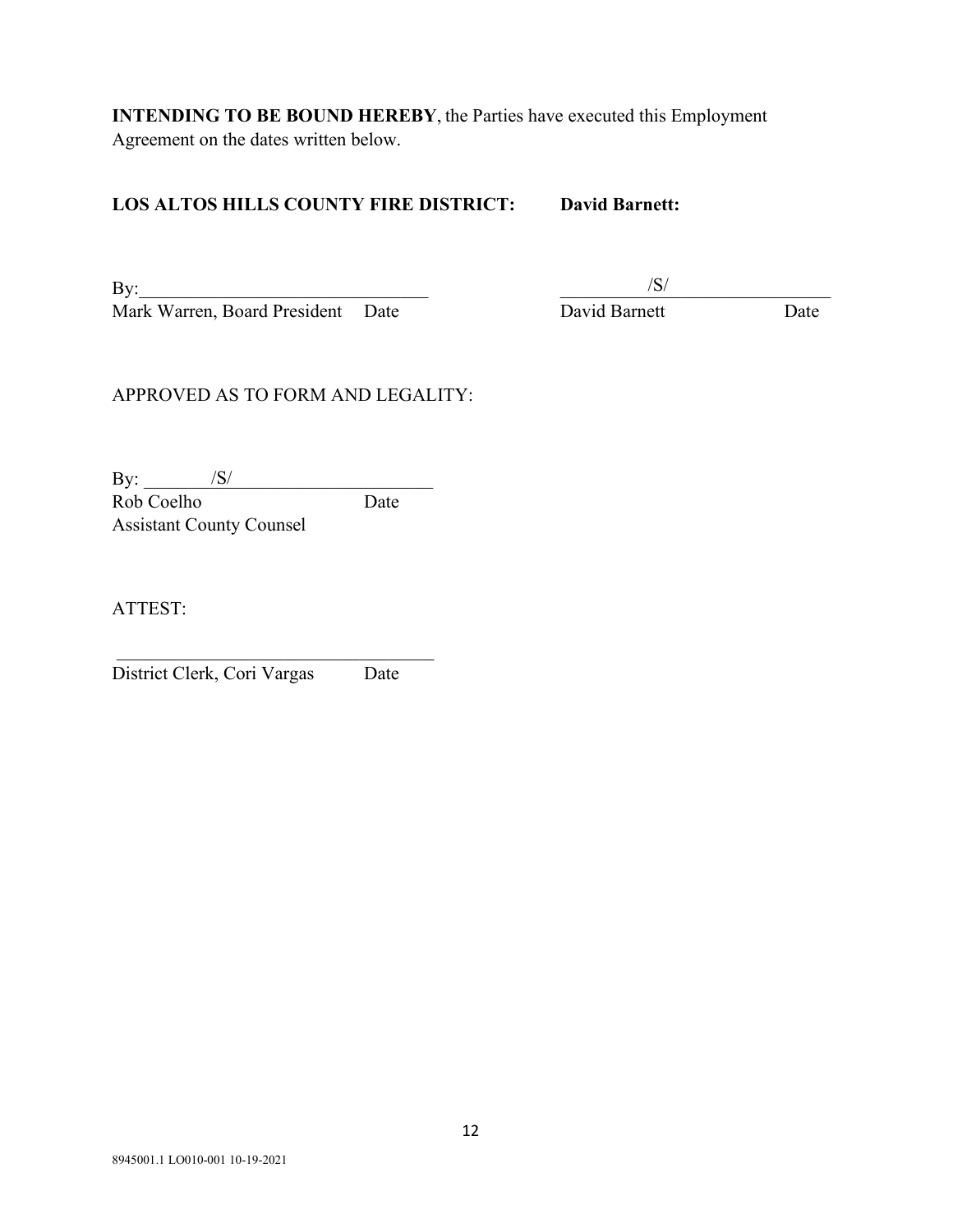**INTENDING TO BE BOUND HEREBY**, the Parties have executed this Employment Agreement on the dates written below.

**LOS ALTOS HILLS COUNTY FIRE DISTRICT:**

By:_______________________________
Mark Warren, Board President Date

**David Barnett:**

/S/
_______________________________
David Barnett Date

APPROVED AS TO FORM AND LEGALITY:

By: /S/
Rob Coelho Date
Assistant County Counsel

ATTEST:

_______________________________
District Clerk, Cori Vargas Date

8945001.1 LO010-001 10-19-2021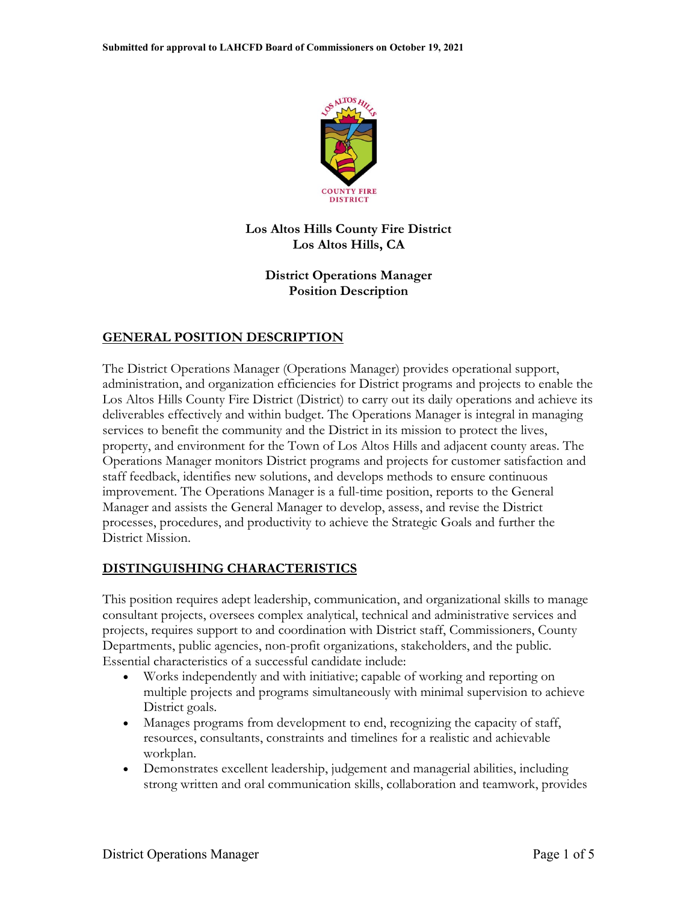**Submitted for approval to LAHCFD Board of Commissioners on October 19, 2021**

**Los Altos Hills County Fire District**
**Los Altos Hills, CA**

**District Operations Manager**
**Position Description**

## GENERAL POSITION DESCRIPTION

The District Operations Manager (Operations Manager) provides operational support, administration, and organization efficiencies for District programs and projects to enable the Los Altos Hills County Fire District (District) to carry out its daily operations and achieve its deliverables effectively and within budget. The Operations Manager is integral in managing services to benefit the community and the District in its mission to protect the lives, property, and environment for the Town of Los Altos Hills and adjacent county areas. The Operations Manager monitors District programs and projects for customer satisfaction and staff feedback, identifies new solutions, and develops methods to ensure continuous improvement. The Operations Manager is a full-time position, reports to the General Manager and assists the General Manager to develop, assess, and revise the District processes, procedures, and productivity to achieve the Strategic Goals and further the District Mission.

## DISTINGUISHING CHARACTERISTICS

This position requires adept leadership, communication, and organizational skills to manage consultant projects, oversees complex analytical, technical and administrative services and projects, requires support to and coordination with District staff, Commissioners, County Departments, public agencies, non-profit organizations, stakeholders, and the public. Essential characteristics of a successful candidate include:

- Works independently and with initiative; capable of working and reporting on multiple projects and programs simultaneously with minimal supervision to achieve District goals.
- Manages programs from development to end, recognizing the capacity of staff, resources, consultants, constraints and timelines for a realistic and achievable workplan.
- Demonstrates excellent leadership, judgement and managerial abilities, including strong written and oral communication skills, collaboration and teamwork, provides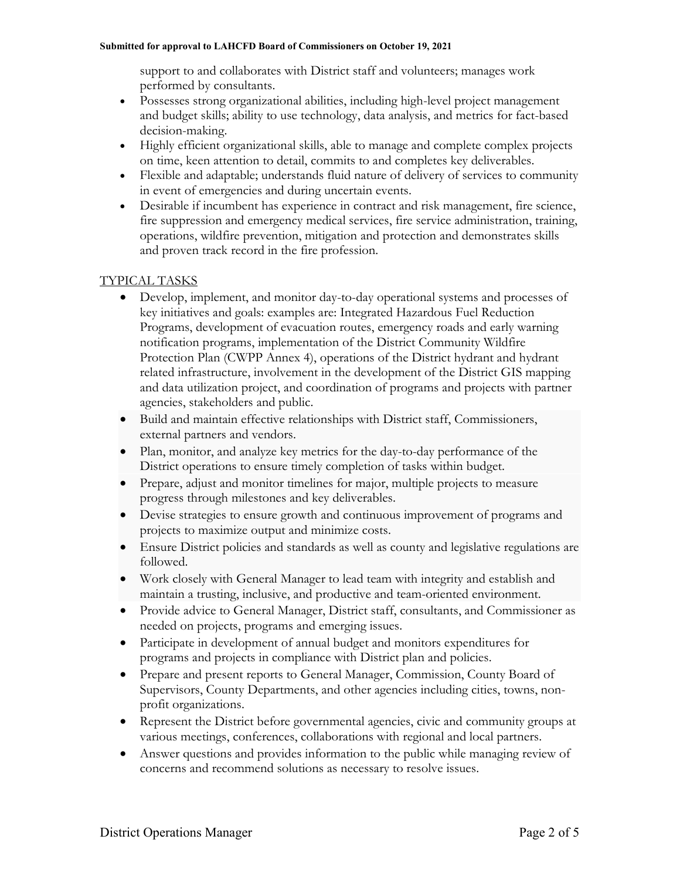support to and collaborates with District staff and volunteers; manages work performed by consultants.

- Possesses strong organizational abilities, including high-level project management and budget skills; ability to use technology, data analysis, and metrics for fact-based decision-making.
- Highly efficient organizational skills, able to manage and complete complex projects on time, keen attention to detail, commits to and completes key deliverables.
- Flexible and adaptable; understands fluid nature of delivery of services to community in event of emergencies and during uncertain events.
- Desirable if incumbent has experience in contract and risk management, fire science, fire suppression and emergency medical services, fire service administration, training, operations, wildfire prevention, mitigation and protection and demonstrates skills and proven track record in the fire profession.

TYPICAL TASKS

- Develop, implement, and monitor day-to-day operational systems and processes of key initiatives and goals: examples are: Integrated Hazardous Fuel Reduction Programs, development of evacuation routes, emergency roads and early warning notification programs, implementation of the District Community Wildfire Protection Plan (CWPP Annex 4), operations of the District hydrant and hydrant related infrastructure, involvement in the development of the District GIS mapping and data utilization project, and coordination of programs and projects with partner agencies, stakeholders and public.
- Build and maintain effective relationships with District staff, Commissioners, external partners and vendors.
- Plan, monitor, and analyze key metrics for the day-to-day performance of the District operations to ensure timely completion of tasks within budget.
- Prepare, adjust and monitor timelines for major, multiple projects to measure progress through milestones and key deliverables.
- Devise strategies to ensure growth and continuous improvement of programs and projects to maximize output and minimize costs.
- Ensure District policies and standards as well as county and legislative regulations are followed.
- Work closely with General Manager to lead team with integrity and establish and maintain a trusting, inclusive, and productive and team-oriented environment.
- Provide advice to General Manager, District staff, consultants, and Commissioner as needed on projects, programs and emerging issues.
- Participate in development of annual budget and monitors expenditures for programs and projects in compliance with District plan and policies.
- Prepare and present reports to General Manager, Commission, County Board of Supervisors, County Departments, and other agencies including cities, towns, non-profit organizations.
- Represent the District before governmental agencies, civic and community groups at various meetings, conferences, collaborations with regional and local partners.
- Answer questions and provides information to the public while managing review of concerns and recommend solutions as necessary to resolve issues.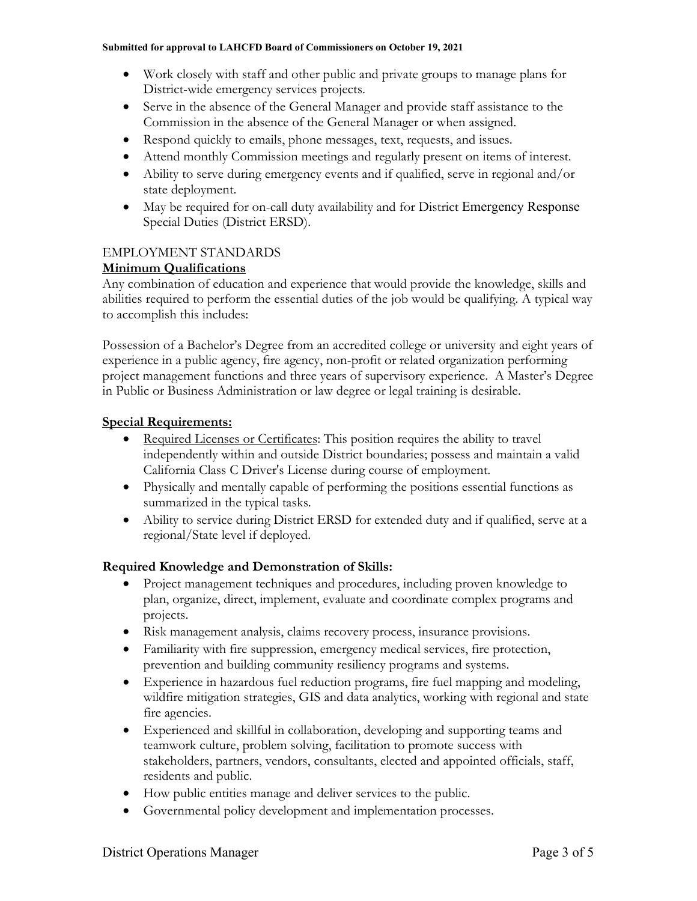- Work closely with staff and other public and private groups to manage plans for District-wide emergency services projects.
- Serve in the absence of the General Manager and provide staff assistance to the Commission in the absence of the General Manager or when assigned.
- Respond quickly to emails, phone messages, text, requests, and issues.
- Attend monthly Commission meetings and regularly present on items of interest.
- Ability to serve during emergency events and if qualified, serve in regional and/or state deployment.
- May be required for on-call duty availability and for District Emergency Response Special Duties (District ERSD).

EMPLOYMENT STANDARDS

**Minimum Qualifications**

Any combination of education and experience that would provide the knowledge, skills and abilities required to perform the essential duties of the job would be qualifying. A typical way to accomplish this includes:

Possession of a Bachelor's Degree from an accredited college or university and eight years of experience in a public agency, fire agency, non-profit or related organization performing project management functions and three years of supervisory experience. A Master's Degree in Public or Business Administration or law degree or legal training is desirable.

**Special Requirements:**

- Required Licenses or Certificates: This position requires the ability to travel independently within and outside District boundaries; possess and maintain a valid California Class C Driver's License during course of employment.
- Physically and mentally capable of performing the positions essential functions as summarized in the typical tasks.
- Ability to service during District ERSD for extended duty and if qualified, serve at a regional/State level if deployed.

**Required Knowledge and Demonstration of Skills:**

- Project management techniques and procedures, including proven knowledge to plan, organize, direct, implement, evaluate and coordinate complex programs and projects.
- Risk management analysis, claims recovery process, insurance provisions.
- Familiarity with fire suppression, emergency medical services, fire protection, prevention and building community resiliency programs and systems.
- Experience in hazardous fuel reduction programs, fire fuel mapping and modeling, wildfire mitigation strategies, GIS and data analytics, working with regional and state fire agencies.
- Experienced and skillful in collaboration, developing and supporting teams and teamwork culture, problem solving, facilitation to promote success with stakeholders, partners, vendors, consultants, elected and appointed officials, staff, residents and public.
- How public entities manage and deliver services to the public.
- Governmental policy development and implementation processes.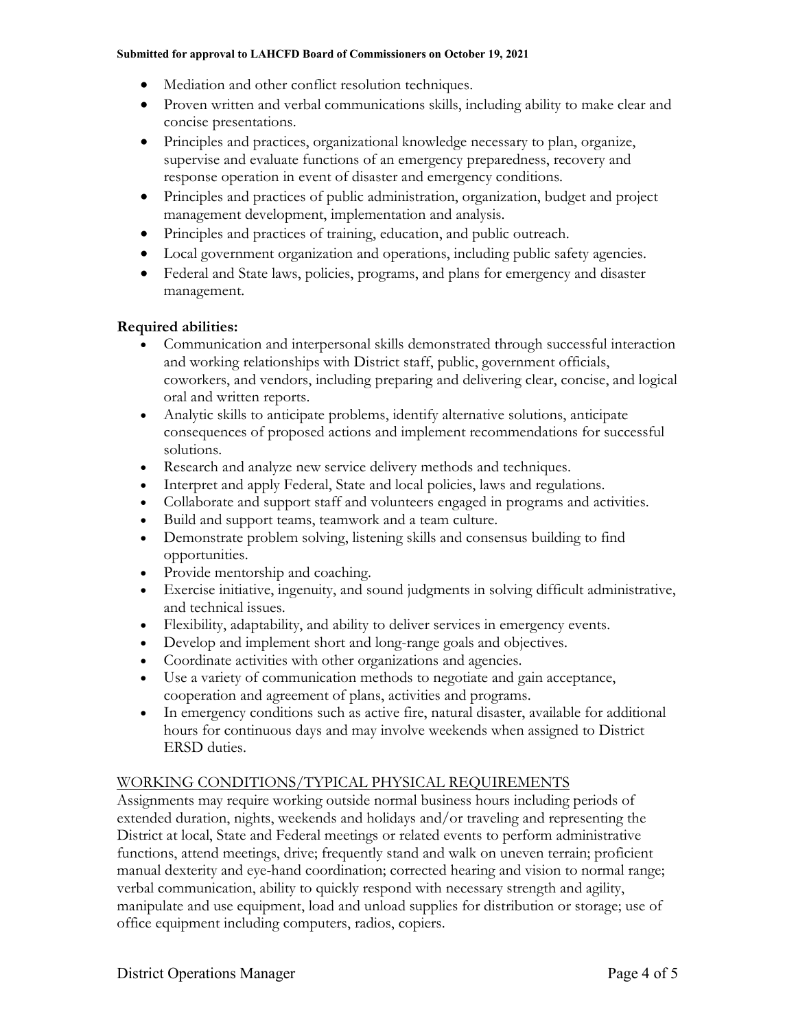- Mediation and other conflict resolution techniques.
- Proven written and verbal communications skills, including ability to make clear and concise presentations.
- Principles and practices, organizational knowledge necessary to plan, organize, supervise and evaluate functions of an emergency preparedness, recovery and response operation in event of disaster and emergency conditions.
- Principles and practices of public administration, organization, budget and project management development, implementation and analysis.
- Principles and practices of training, education, and public outreach.
- Local government organization and operations, including public safety agencies.
- Federal and State laws, policies, programs, and plans for emergency and disaster management.

**Required abilities:**

- Communication and interpersonal skills demonstrated through successful interaction and working relationships with District staff, public, government officials, coworkers, and vendors, including preparing and delivering clear, concise, and logical oral and written reports.
- Analytic skills to anticipate problems, identify alternative solutions, anticipate consequences of proposed actions and implement recommendations for successful solutions.
- Research and analyze new service delivery methods and techniques.
- Interpret and apply Federal, State and local policies, laws and regulations.
- Collaborate and support staff and volunteers engaged in programs and activities.
- Build and support teams, teamwork and a team culture.
- Demonstrate problem solving, listening skills and consensus building to find opportunities.
- Provide mentorship and coaching.
- Exercise initiative, ingenuity, and sound judgments in solving difficult administrative, and technical issues.
- Flexibility, adaptability, and ability to deliver services in emergency events.
- Develop and implement short and long-range goals and objectives.
- Coordinate activities with other organizations and agencies.
- Use a variety of communication methods to negotiate and gain acceptance, cooperation and agreement of plans, activities and programs.
- In emergency conditions such as active fire, natural disaster, available for additional hours for continuous days and may involve weekends when assigned to District ERSD duties.

## WORKING CONDITIONS/TYPICAL PHYSICAL REQUIREMENTS

Assignments may require working outside normal business hours including periods of extended duration, nights, weekends and holidays and/or traveling and representing the District at local, State and Federal meetings or related events to perform administrative functions, attend meetings, drive; frequently stand and walk on uneven terrain; proficient manual dexterity and eye-hand coordination; corrected hearing and vision to normal range; verbal communication, ability to quickly respond with necessary strength and agility, manipulate and use equipment, load and unload supplies for distribution or storage; use of office equipment including computers, radios, copiers.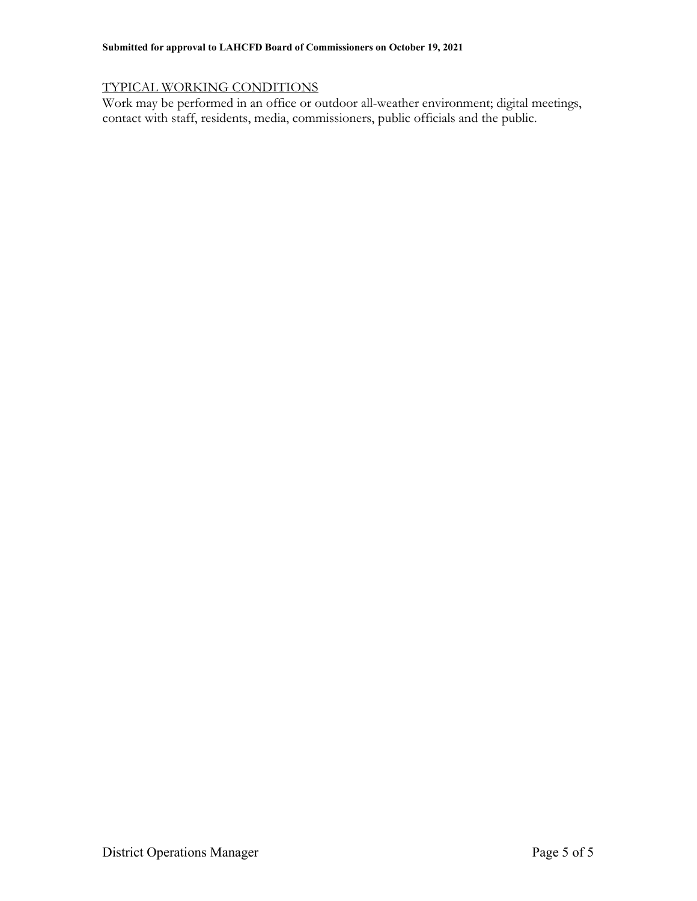TYPICAL WORKING CONDITIONS

Work may be performed in an office or outdoor all-weather environment; digital meetings, contact with staff, residents, media, commissioners, public officials and the public.